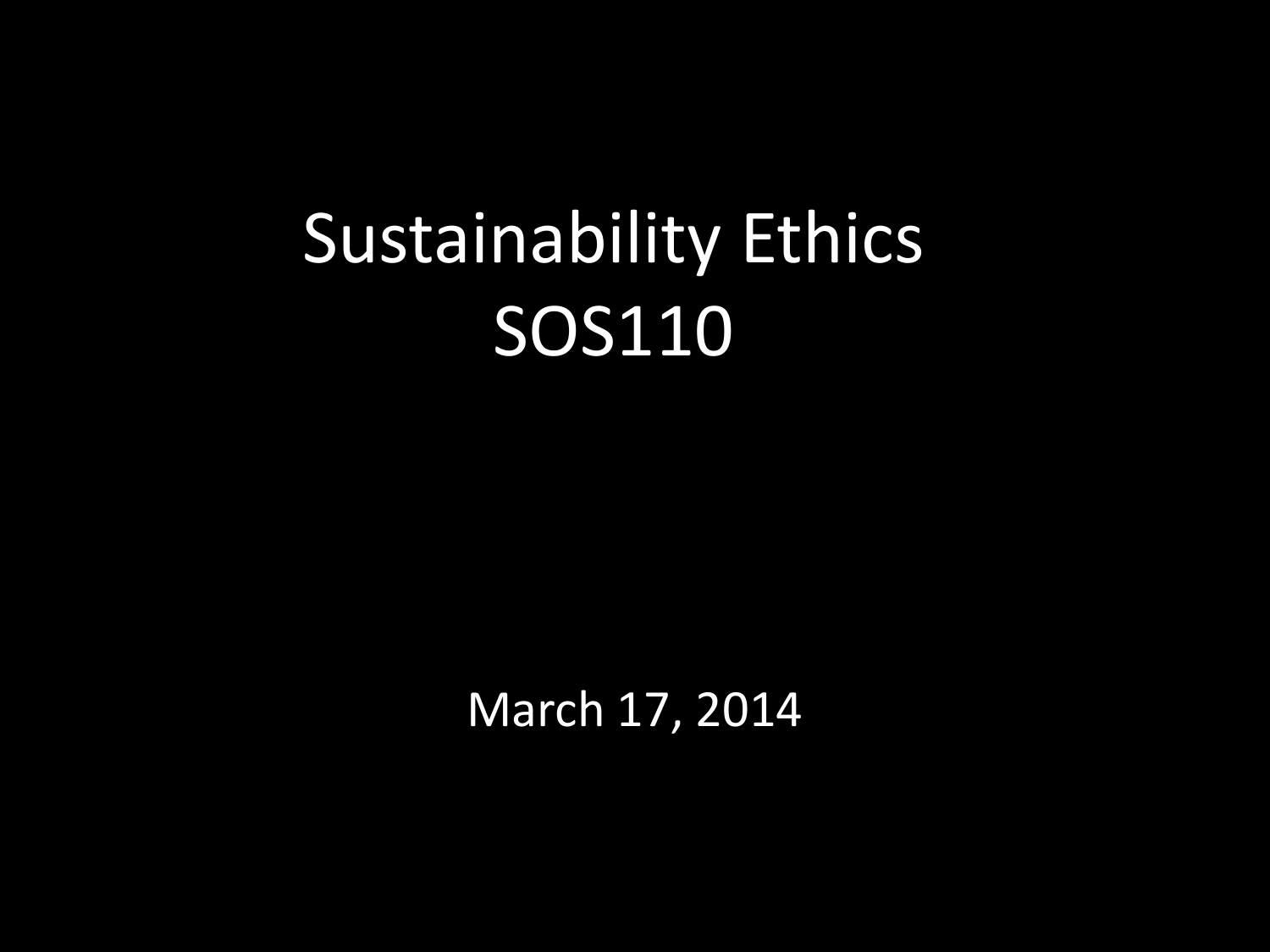# Sustainability Ethics
# SOS110

March 17, 2014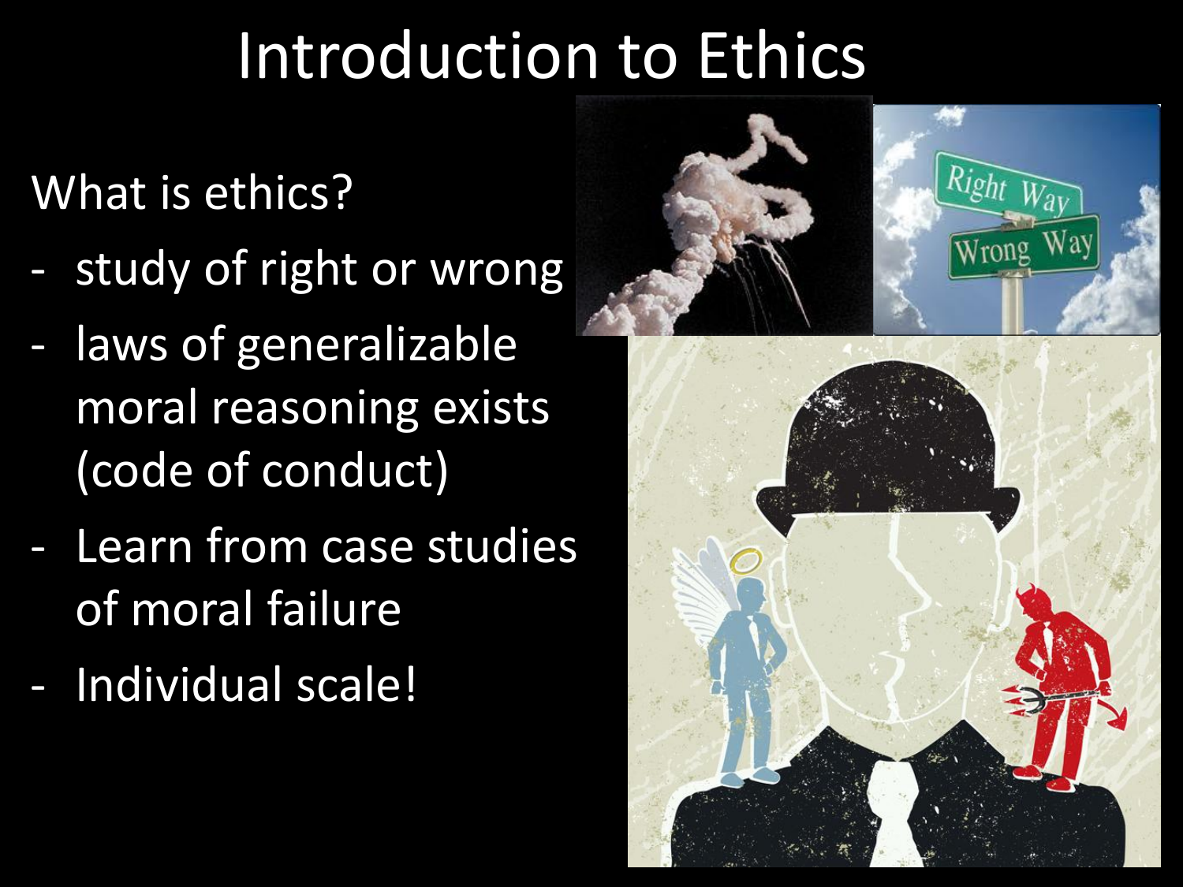# Introduction to Ethics

What is ethics?

- study of right or wrong
- laws of generalizable moral reasoning exists (code of conduct)
- Learn from case studies of moral failure
- Individual scale!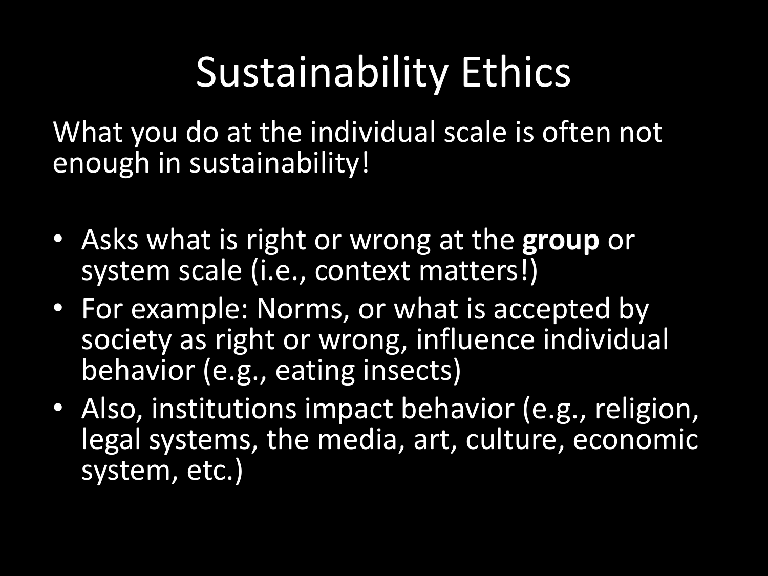# Sustainability Ethics

What you do at the individual scale is often not enough in sustainability!

- Asks what is right or wrong at the **group** or system scale (i.e., context matters!)
- For example: Norms, or what is accepted by society as right or wrong, influence individual behavior (e.g., eating insects)
- Also, institutions impact behavior (e.g., religion, legal systems, the media, art, culture, economic system, etc.)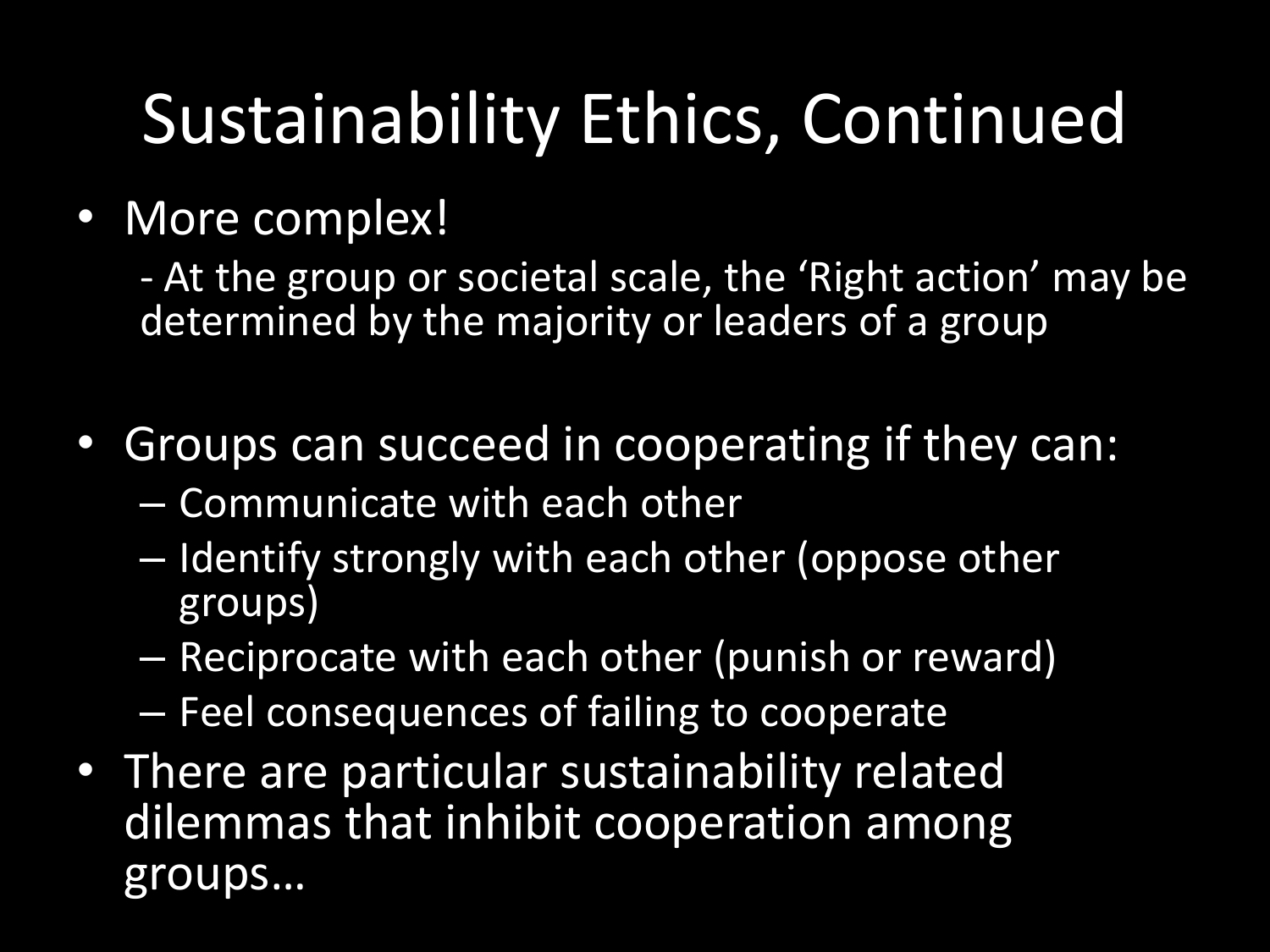# Sustainability Ethics, Continued

- More complex!

  - At the group or societal scale, the 'Right action' may be determined by the majority or leaders of a group

- Groups can succeed in cooperating if they can:
  - Communicate with each other
  - Identify strongly with each other (oppose other groups)
  - Reciprocate with each other (punish or reward)
  - Feel consequences of failing to cooperate
- There are particular sustainability related dilemmas that inhibit cooperation among groups…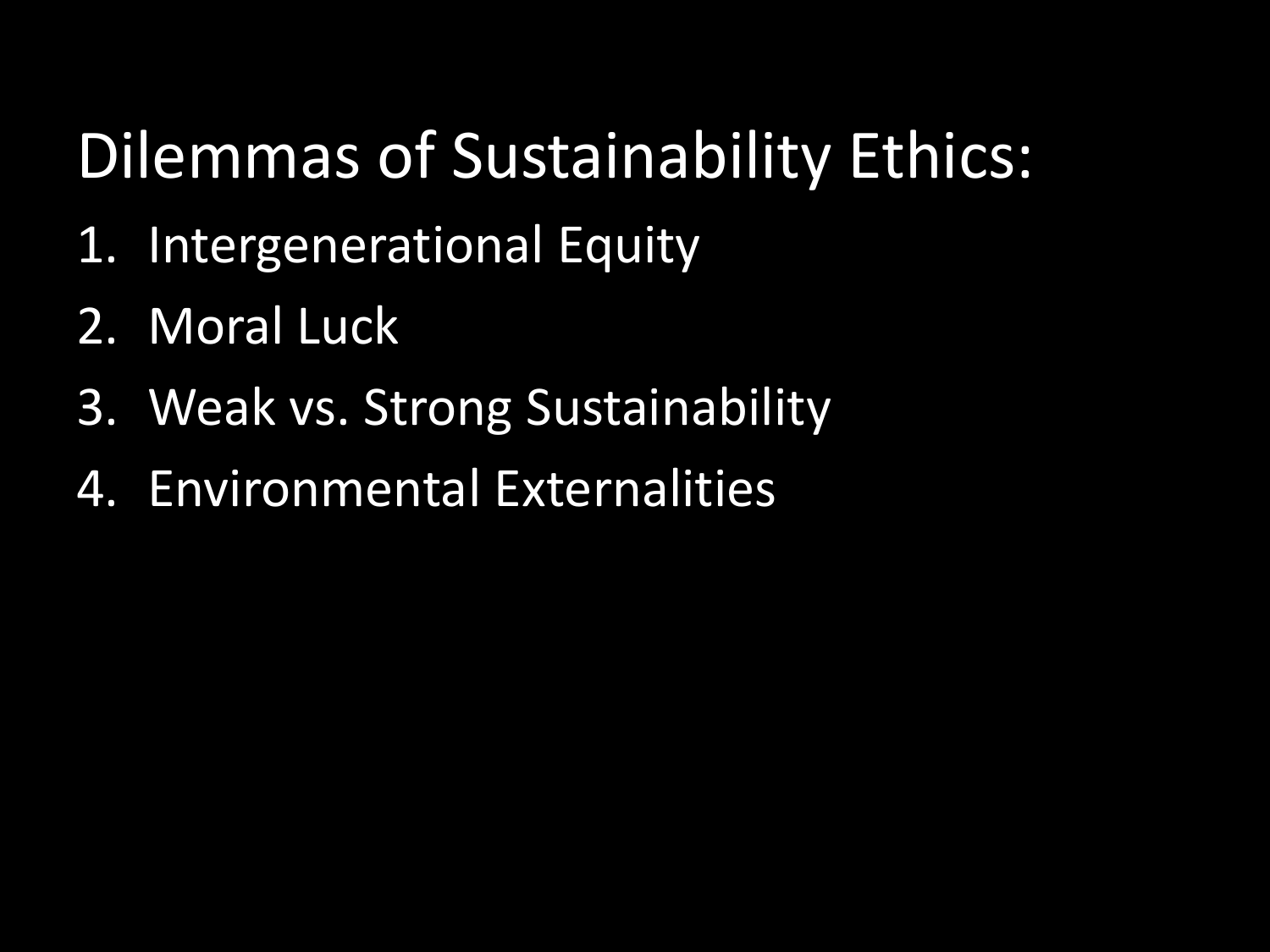# Dilemmas of Sustainability Ethics:

1. Intergenerational Equity
2. Moral Luck
3. Weak vs. Strong Sustainability
4. Environmental Externalities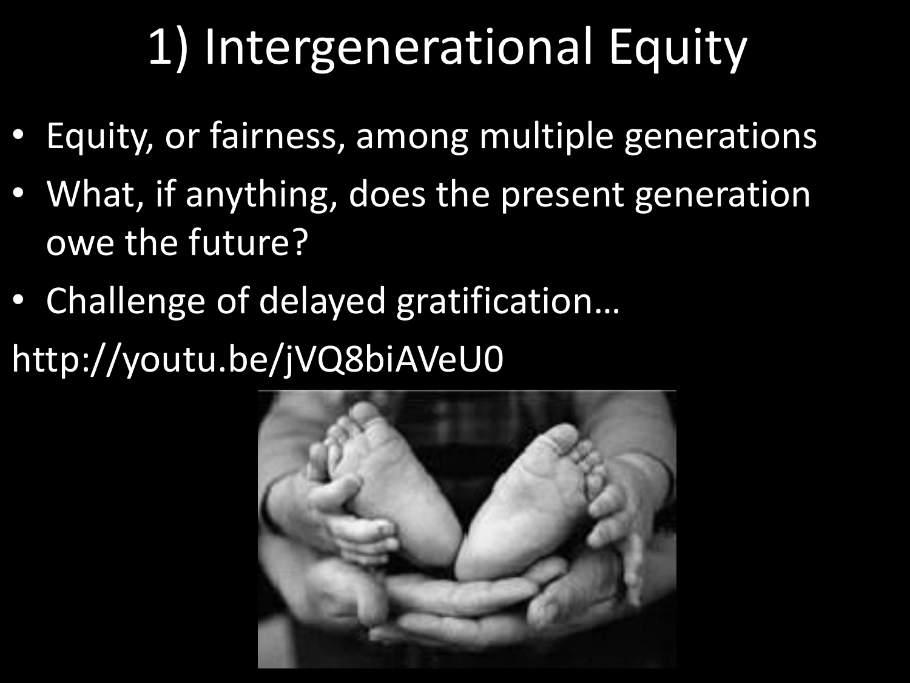# 1) Intergenerational Equity

- Equity, or fairness, among multiple generations
- What, if anything, does the present generation owe the future?
- Challenge of delayed gratification…

http://youtu.be/jVQ8biAVeU0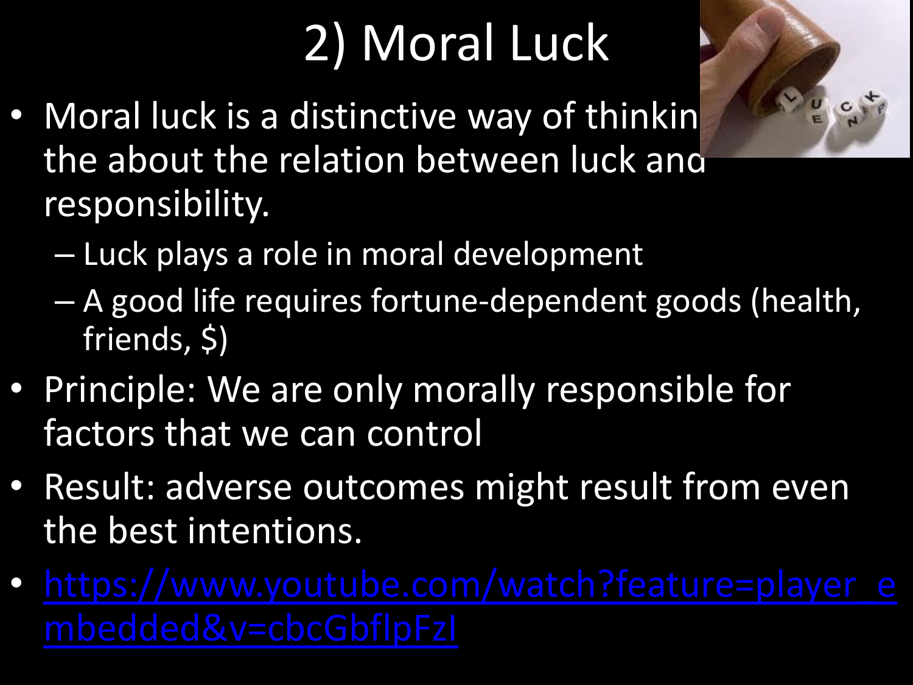# 2) Moral Luck

- Moral luck is a distinctive way of thinkin the about the relation between luck and responsibility.
  - Luck plays a role in moral development
  - A good life requires fortune-dependent goods (health, friends, $)
- Principle: We are only morally responsible for factors that we can control
- Result: adverse outcomes might result from even the best intentions.
- [https://www.youtube.com/watch?feature=player_embedded&v=cbcGbflpFzI](https://www.youtube.com/watch?feature=player_embedded&v=cbcGbflpFzI)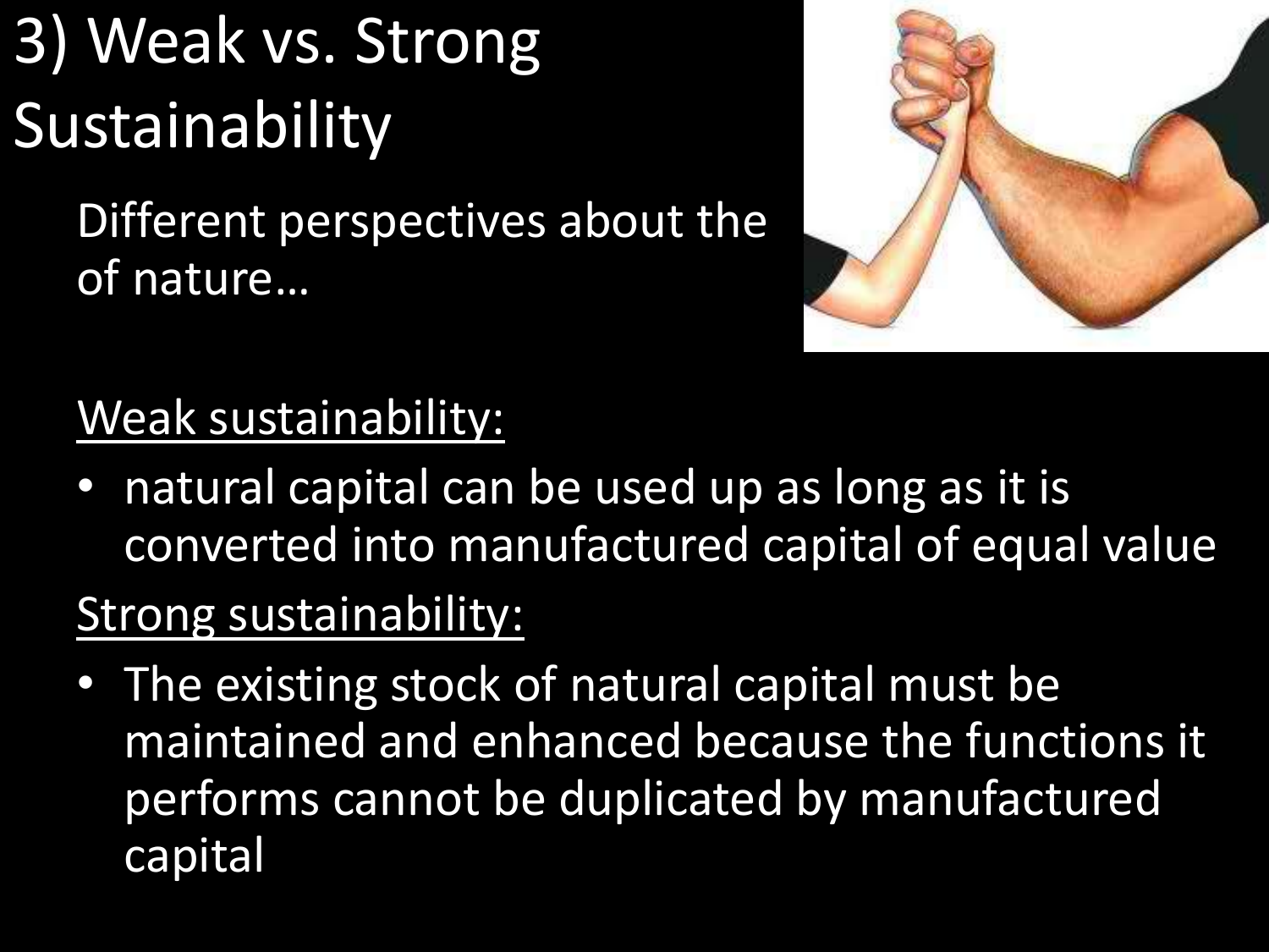# 3) Weak vs. Strong Sustainability

Different perspectives about the of nature…

<u>Weak sustainability:</u>

- natural capital can be used up as long as it is converted into manufactured capital of equal value

<u>Strong sustainability:</u>

- The existing stock of natural capital must be maintained and enhanced because the functions it performs cannot be duplicated by manufactured capital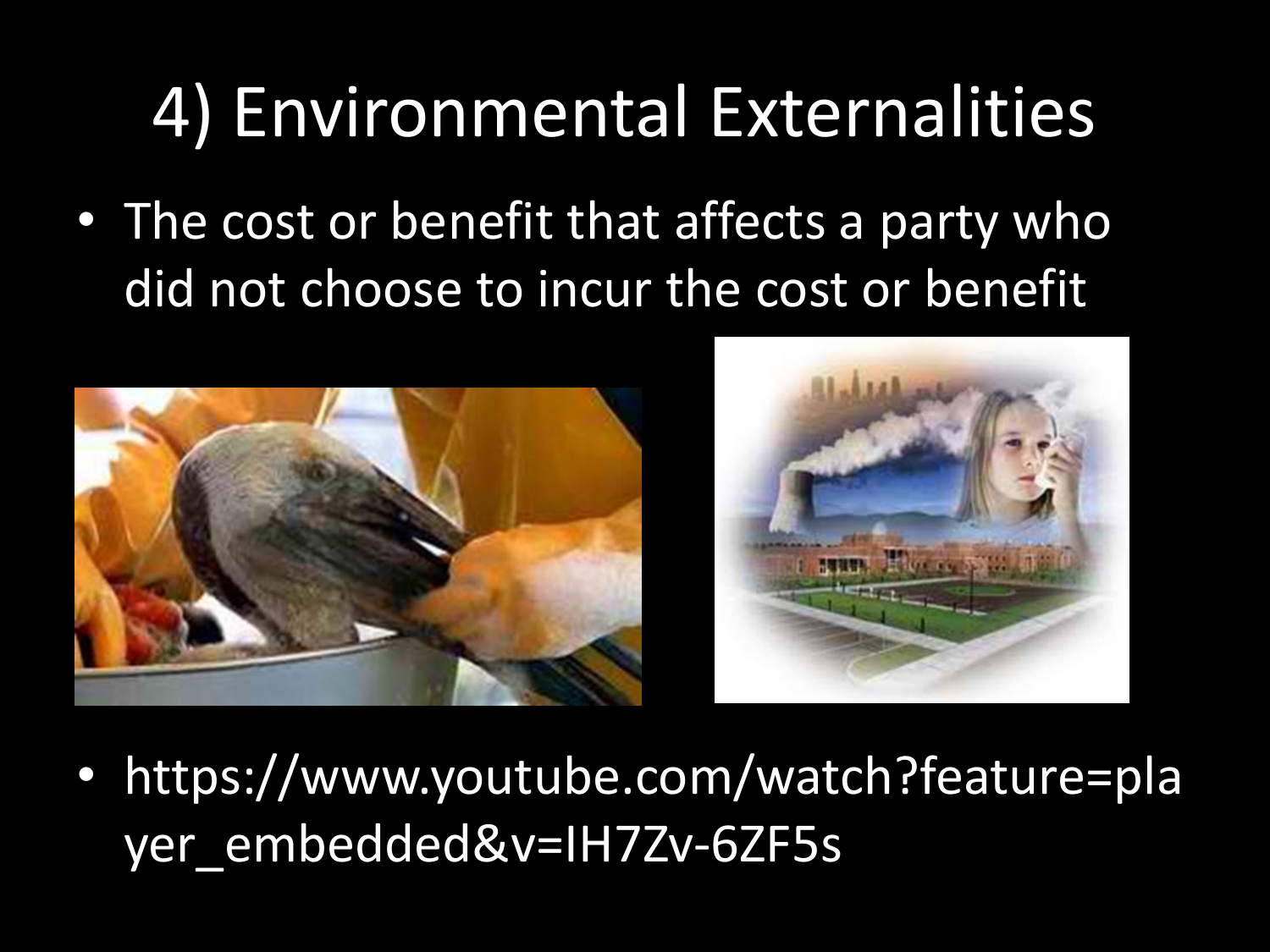# 4) Environmental Externalities

- The cost or benefit that affects a party who did not choose to incur the cost or benefit

- https://www.youtube.com/watch?feature=player_embedded&v=IH7Zv-6ZF5s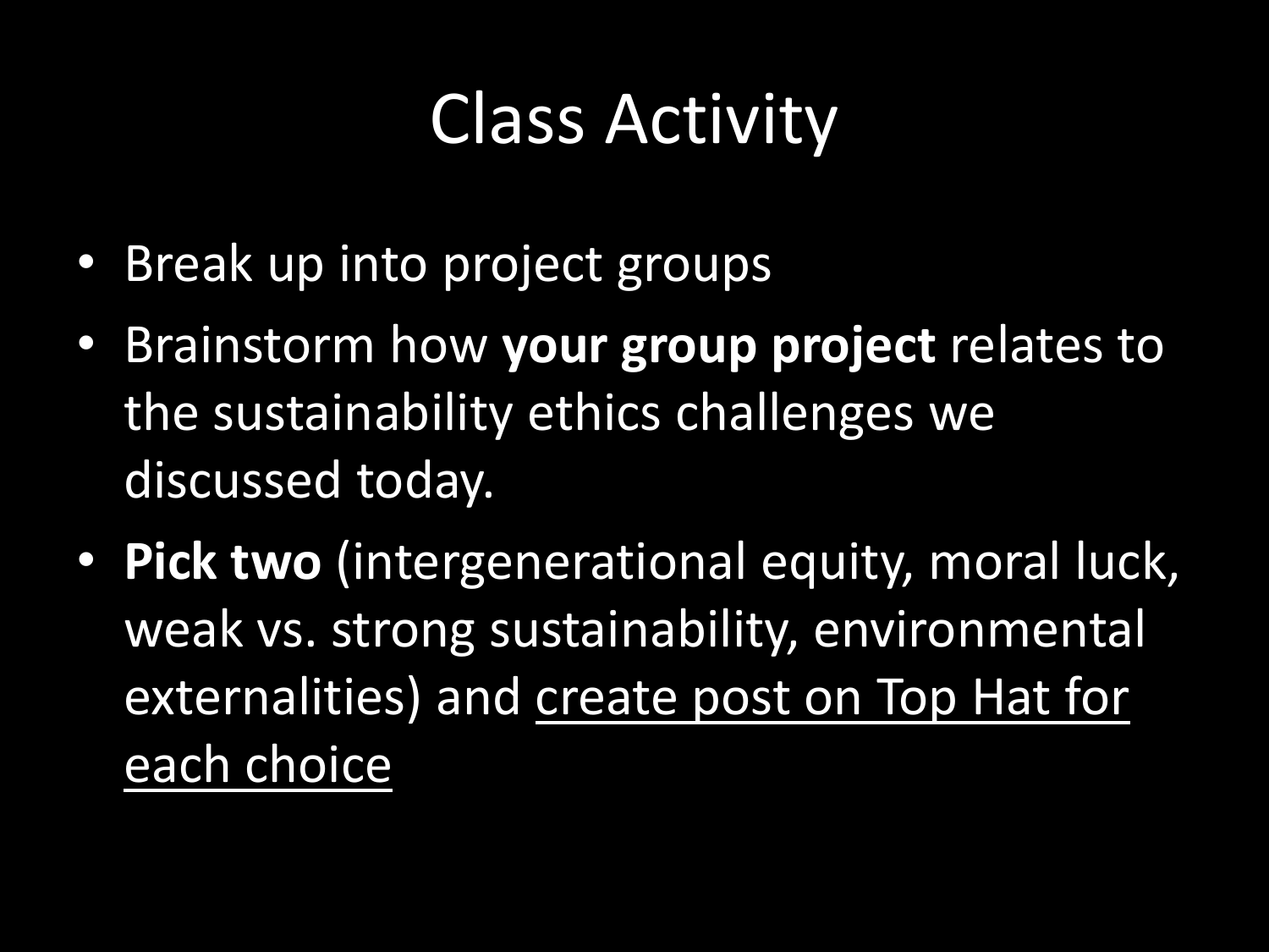# Class Activity

- Break up into project groups
- Brainstorm how **your group project** relates to the sustainability ethics challenges we discussed today.
- **Pick two** (intergenerational equity, moral luck, weak vs. strong sustainability, environmental externalities) and <u>create post on Top Hat for each choice</u>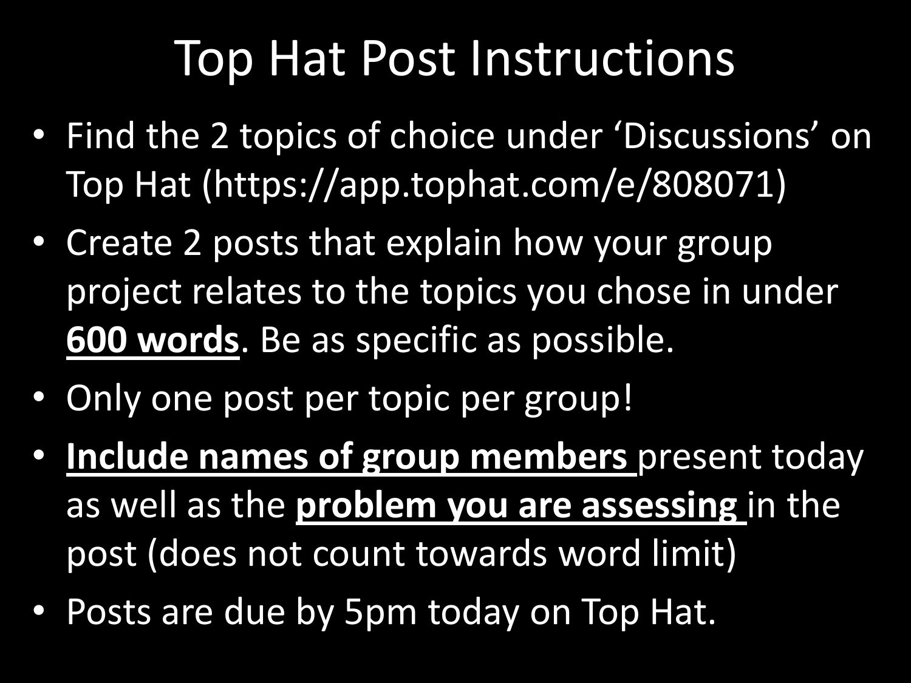# Top Hat Post Instructions

- Find the 2 topics of choice under 'Discussions' on Top Hat (https://app.tophat.com/e/808071)
- Create 2 posts that explain how your group project relates to the topics you chose in under **600 words**. Be as specific as possible.
- Only one post per topic per group!
- **Include names of group members** present today as well as the **problem you are assessing** in the post (does not count towards word limit)
- Posts are due by 5pm today on Top Hat.